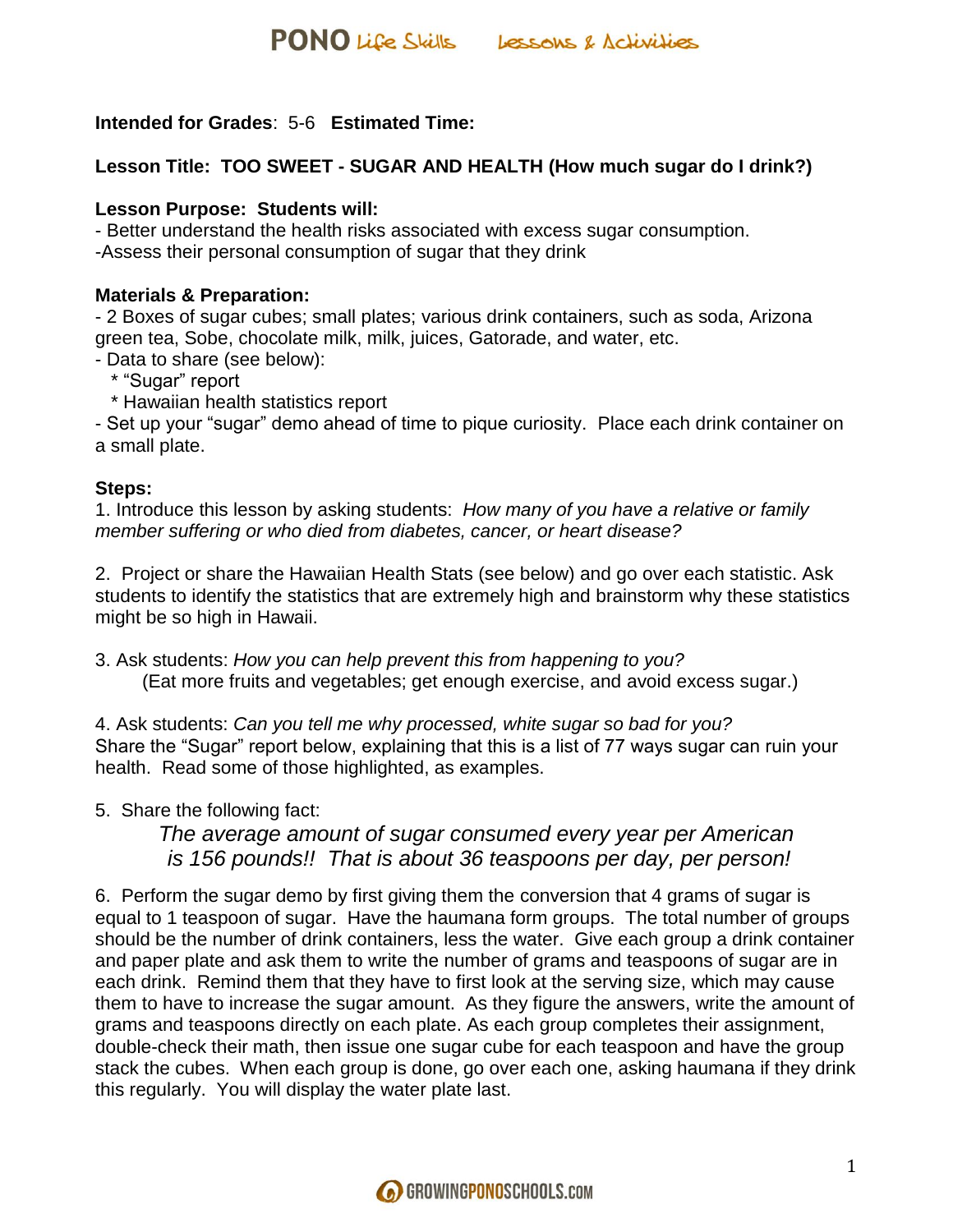**Intended for Grades**: 5-6 **Estimated Time:**

**Lesson Title: TOO SWEET - SUGAR AND HEALTH (How much sugar do I drink?)**

**Lesson Purpose: Students will:**

- Better understand the health risks associated with excess sugar consumption.
- Assess their personal consumption of sugar that they drink

**Materials & Preparation:**

- 2 Boxes of sugar cubes; small plates; various drink containers, such as soda, Arizona green tea, Sobe, chocolate milk, milk, juices, Gatorade, and water, etc.
- Data to share (see below):
  - "Sugar" report
  - Hawaiian health statistics report
- Set up your "sugar" demo ahead of time to pique curiosity. Place each drink container on a small plate.

**Steps:**

1. Introduce this lesson by asking students: *How many of you have a relative or family member suffering or who died from diabetes, cancer, or heart disease?*

2. Project or share the Hawaiian Health Stats (see below) and go over each statistic. Ask students to identify the statistics that are extremely high and brainstorm why these statistics might be so high in Hawaii.

3. Ask students: *How you can help prevent this from happening to you?*
   (Eat more fruits and vegetables; get enough exercise, and avoid excess sugar.)

4. Ask students: *Can you tell me why processed, white sugar so bad for you?*
   Share the "Sugar" report below, explaining that this is a list of 77 ways sugar can ruin your health. Read some of those highlighted, as examples.

5. Share the following fact:

   *The average amount of sugar consumed every year per American is 156 pounds!! That is about 36 teaspoons per day, per person!*

6. Perform the sugar demo by first giving them the conversion that 4 grams of sugar is equal to 1 teaspoon of sugar. Have the haumana form groups. The total number of groups should be the number of drink containers, less the water. Give each group a drink container and paper plate and ask them to write the number of grams and teaspoons of sugar are in each drink. Remind them that they have to first look at the serving size, which may cause them to have to increase the sugar amount. As they figure the answers, write the amount of grams and teaspoons directly on each plate. As each group completes their assignment, double-check their math, then issue one sugar cube for each teaspoon and have the group stack the cubes. When each group is done, go over each one, asking haumana if they drink this regularly. You will display the water plate last.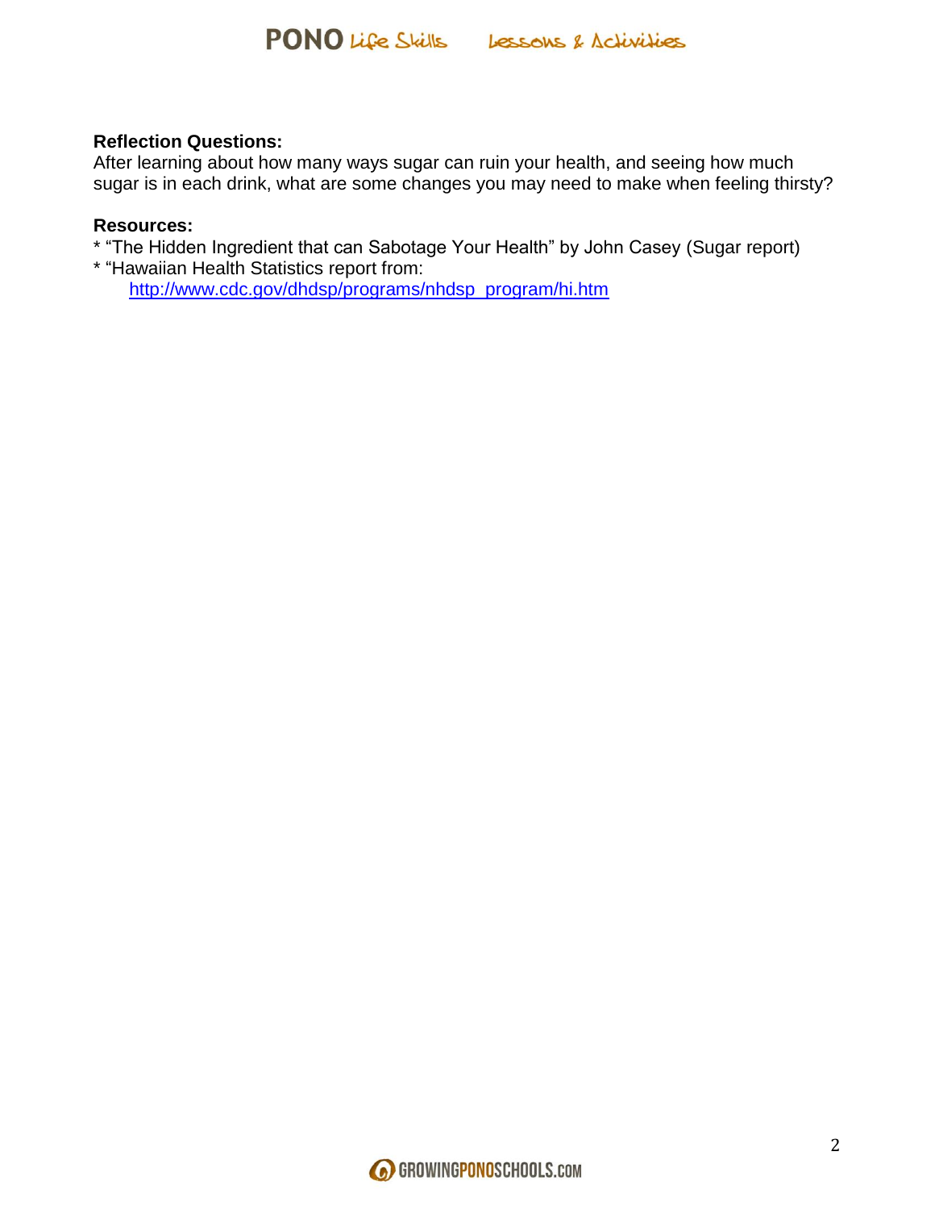**Reflection Questions:**
After learning about how many ways sugar can ruin your health, and seeing how much sugar is in each drink, what are some changes you may need to make when feeling thirsty?

**Resources:**
* "The Hidden Ingredient that can Sabotage Your Health" by John Casey (Sugar report)
* "Hawaiian Health Statistics report from:
  http://www.cdc.gov/dhdsp/programs/nhdsp_program/hi.htm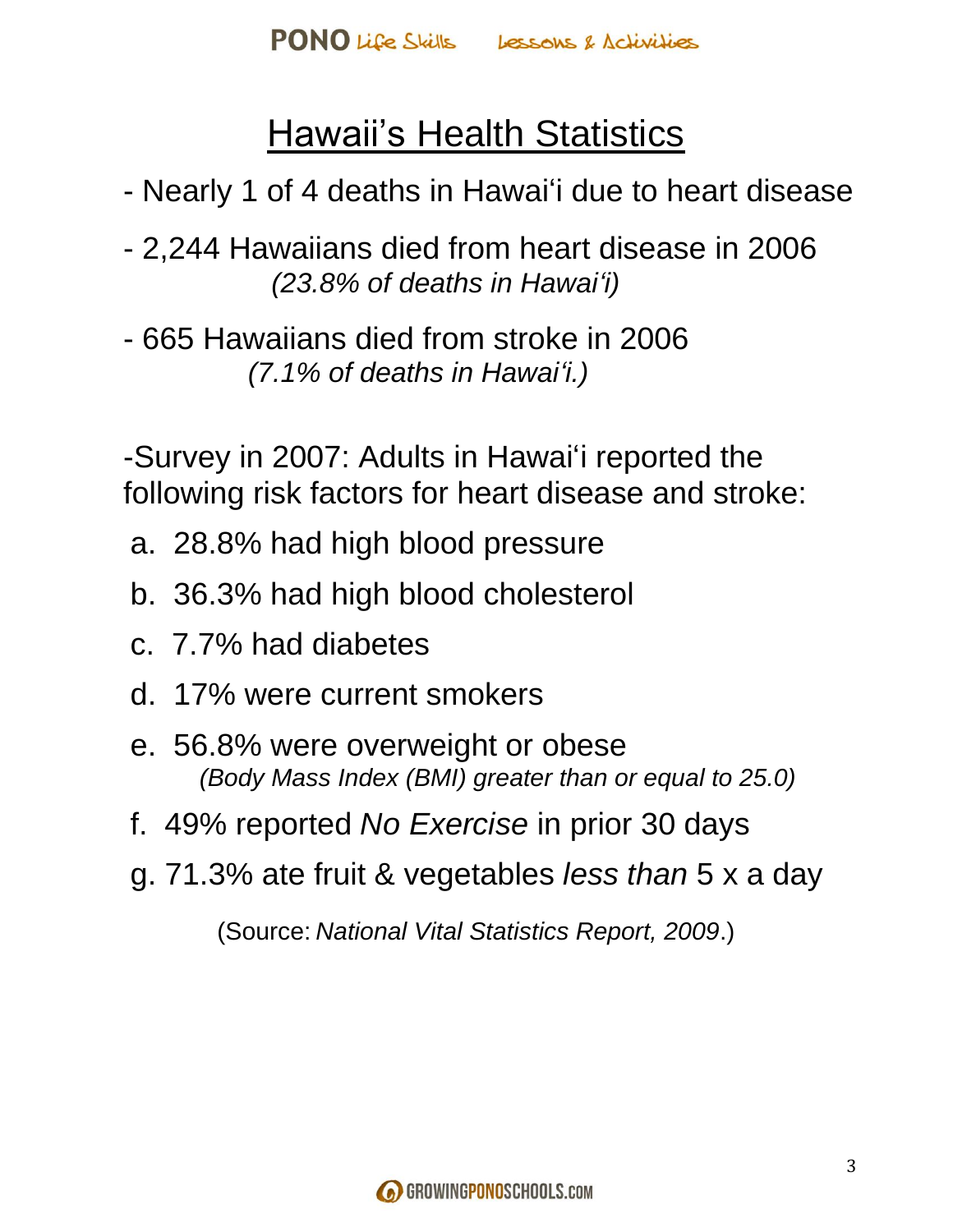# Hawaii's Health Statistics

- Nearly 1 of 4 deaths in Hawai'i due to heart disease
- 2,244 Hawaiians died from heart disease in 2006
  *(23.8% of deaths in Hawai'i)*
- 665 Hawaiians died from stroke in 2006
  *(7.1% of deaths in Hawai'i.)*

-Survey in 2007: Adults in Hawai'i reported the following risk factors for heart disease and stroke:

a. 28.8% had high blood pressure

b. 36.3% had high blood cholesterol

c. 7.7% had diabetes

d. 17% were current smokers

e. 56.8% were overweight or obese
*(Body Mass Index (BMI) greater than or equal to 25.0)*

f. 49% reported *No Exercise* in prior 30 days

g. 71.3% ate fruit & vegetables *less than* 5 x a day

(Source: *National Vital Statistics Report, 2009*.)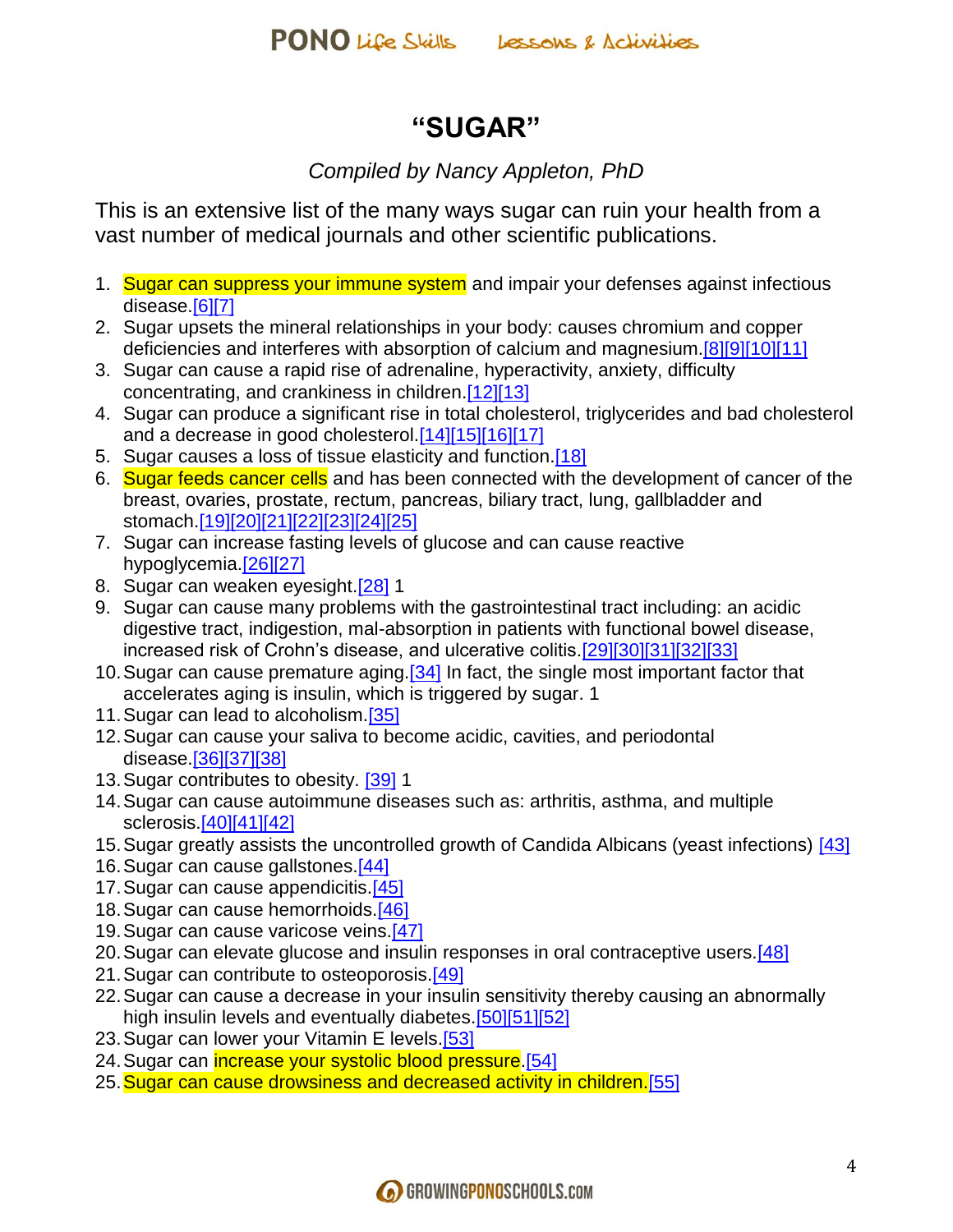# "SUGAR"

*Compiled by Nancy Appleton, PhD*

This is an extensive list of the many ways sugar can ruin your health from a vast number of medical journals and other scientific publications.

1. Sugar can suppress your immune system and impair your defenses against infectious disease.[6][7]
2. Sugar upsets the mineral relationships in your body: causes chromium and copper deficiencies and interferes with absorption of calcium and magnesium.[8][9][10][11]
3. Sugar can cause a rapid rise of adrenaline, hyperactivity, anxiety, difficulty concentrating, and crankiness in children.[12][13]
4. Sugar can produce a significant rise in total cholesterol, triglycerides and bad cholesterol and a decrease in good cholesterol.[14][15][16][17]
5. Sugar causes a loss of tissue elasticity and function.[18]
6. Sugar feeds cancer cells and has been connected with the development of cancer of the breast, ovaries, prostate, rectum, pancreas, biliary tract, lung, gallbladder and stomach.[19][20][21][22][23][24][25]
7. Sugar can increase fasting levels of glucose and can cause reactive hypoglycemia.[26][27]
8. Sugar can weaken eyesight.[28] 1
9. Sugar can cause many problems with the gastrointestinal tract including: an acidic digestive tract, indigestion, mal-absorption in patients with functional bowel disease, increased risk of Crohn's disease, and ulcerative colitis.[29][30][31][32][33]
10. Sugar can cause premature aging.[34] In fact, the single most important factor that accelerates aging is insulin, which is triggered by sugar. 1
11. Sugar can lead to alcoholism.[35]
12. Sugar can cause your saliva to become acidic, cavities, and periodontal disease.[36][37][38]
13. Sugar contributes to obesity. [39] 1
14. Sugar can cause autoimmune diseases such as: arthritis, asthma, and multiple sclerosis.[40][41][42]
15. Sugar greatly assists the uncontrolled growth of Candida Albicans (yeast infections) [43]
16. Sugar can cause gallstones.[44]
17. Sugar can cause appendicitis.[45]
18. Sugar can cause hemorrhoids.[46]
19. Sugar can cause varicose veins.[47]
20. Sugar can elevate glucose and insulin responses in oral contraceptive users.[48]
21. Sugar can contribute to osteoporosis.[49]
22. Sugar can cause a decrease in your insulin sensitivity thereby causing an abnormally high insulin levels and eventually diabetes.[50][51][52]
23. Sugar can lower your Vitamin E levels.[53]
24. Sugar can increase your systolic blood pressure.[54]
25. Sugar can cause drowsiness and decreased activity in children.[55]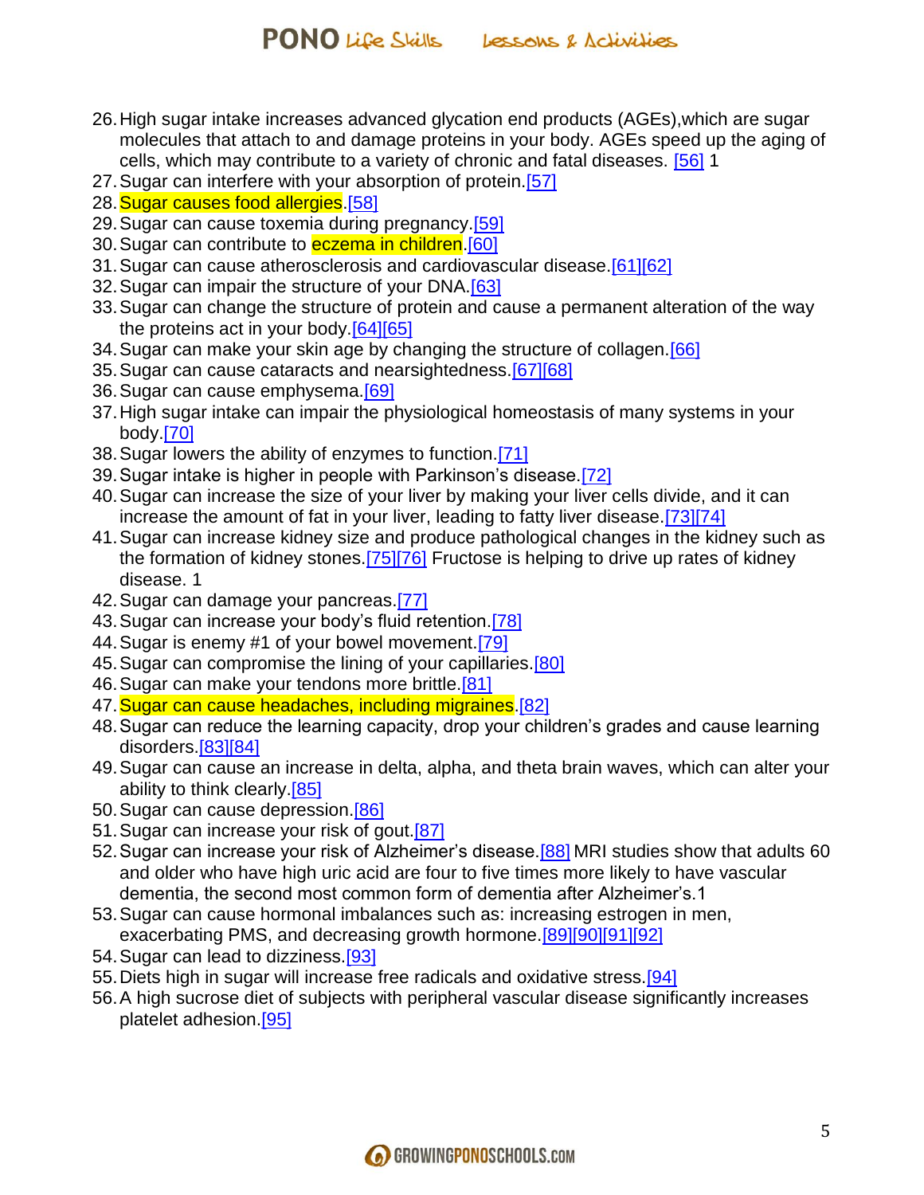26. High sugar intake increases advanced glycation end products (AGEs),which are sugar molecules that attach to and damage proteins in your body. AGEs speed up the aging of cells, which may contribute to a variety of chronic and fatal diseases. [56] 1
27. Sugar can interfere with your absorption of protein.[57]
28. Sugar causes food allergies.[58]
29. Sugar can cause toxemia during pregnancy.[59]
30. Sugar can contribute to eczema in children.[60]
31. Sugar can cause atherosclerosis and cardiovascular disease.[61][62]
32. Sugar can impair the structure of your DNA.[63]
33. Sugar can change the structure of protein and cause a permanent alteration of the way the proteins act in your body.[64][65]
34. Sugar can make your skin age by changing the structure of collagen.[66]
35. Sugar can cause cataracts and nearsightedness.[67][68]
36. Sugar can cause emphysema.[69]
37. High sugar intake can impair the physiological homeostasis of many systems in your body.[70]
38. Sugar lowers the ability of enzymes to function.[71]
39. Sugar intake is higher in people with Parkinson's disease.[72]
40. Sugar can increase the size of your liver by making your liver cells divide, and it can increase the amount of fat in your liver, leading to fatty liver disease.[73][74]
41. Sugar can increase kidney size and produce pathological changes in the kidney such as the formation of kidney stones.[75][76] Fructose is helping to drive up rates of kidney disease. 1
42. Sugar can damage your pancreas.[77]
43. Sugar can increase your body's fluid retention.[78]
44. Sugar is enemy #1 of your bowel movement.[79]
45. Sugar can compromise the lining of your capillaries.[80]
46. Sugar can make your tendons more brittle.[81]
47. Sugar can cause headaches, including migraines.[82]
48. Sugar can reduce the learning capacity, drop your children's grades and cause learning disorders.[83][84]
49. Sugar can cause an increase in delta, alpha, and theta brain waves, which can alter your ability to think clearly.[85]
50. Sugar can cause depression.[86]
51. Sugar can increase your risk of gout.[87]
52. Sugar can increase your risk of Alzheimer's disease.[88] MRI studies show that adults 60 and older who have high uric acid are four to five times more likely to have vascular dementia, the second most common form of dementia after Alzheimer's.1
53. Sugar can cause hormonal imbalances such as: increasing estrogen in men, exacerbating PMS, and decreasing growth hormone.[89][90][91][92]
54. Sugar can lead to dizziness.[93]
55. Diets high in sugar will increase free radicals and oxidative stress.[94]
56. A high sucrose diet of subjects with peripheral vascular disease significantly increases platelet adhesion.[95]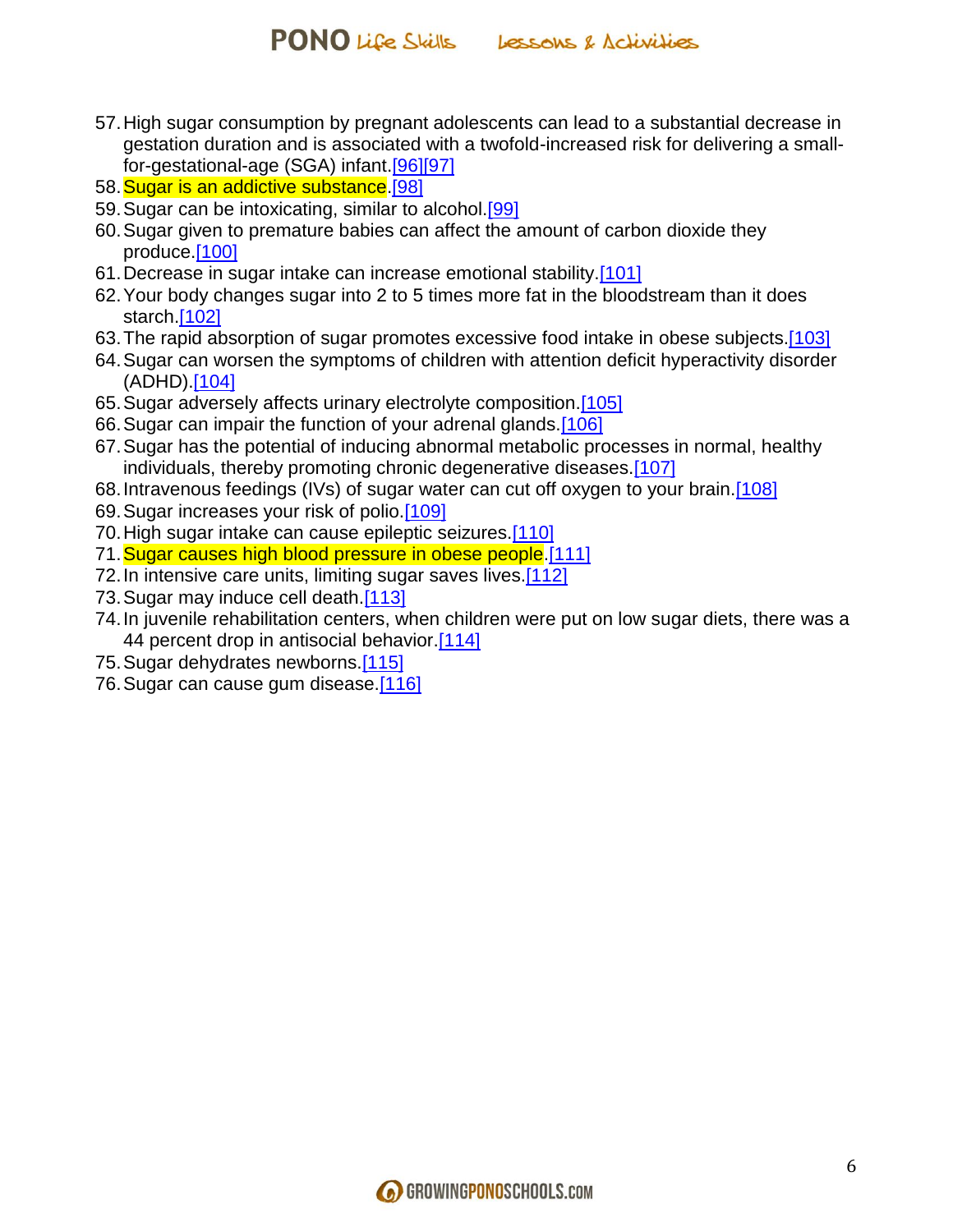57. High sugar consumption by pregnant adolescents can lead to a substantial decrease in gestation duration and is associated with a twofold-increased risk for delivering a small-for-gestational-age (SGA) infant.[96][97]
58. Sugar is an addictive substance.[98]
59. Sugar can be intoxicating, similar to alcohol.[99]
60. Sugar given to premature babies can affect the amount of carbon dioxide they produce.[100]
61. Decrease in sugar intake can increase emotional stability.[101]
62. Your body changes sugar into 2 to 5 times more fat in the bloodstream than it does starch.[102]
63. The rapid absorption of sugar promotes excessive food intake in obese subjects.[103]
64. Sugar can worsen the symptoms of children with attention deficit hyperactivity disorder (ADHD).[104]
65. Sugar adversely affects urinary electrolyte composition.[105]
66. Sugar can impair the function of your adrenal glands.[106]
67. Sugar has the potential of inducing abnormal metabolic processes in normal, healthy individuals, thereby promoting chronic degenerative diseases.[107]
68. Intravenous feedings (IVs) of sugar water can cut off oxygen to your brain.[108]
69. Sugar increases your risk of polio.[109]
70. High sugar intake can cause epileptic seizures.[110]
71. Sugar causes high blood pressure in obese people.[111]
72. In intensive care units, limiting sugar saves lives.[112]
73. Sugar may induce cell death.[113]
74. In juvenile rehabilitation centers, when children were put on low sugar diets, there was a 44 percent drop in antisocial behavior.[114]
75. Sugar dehydrates newborns.[115]
76. Sugar can cause gum disease.[116]